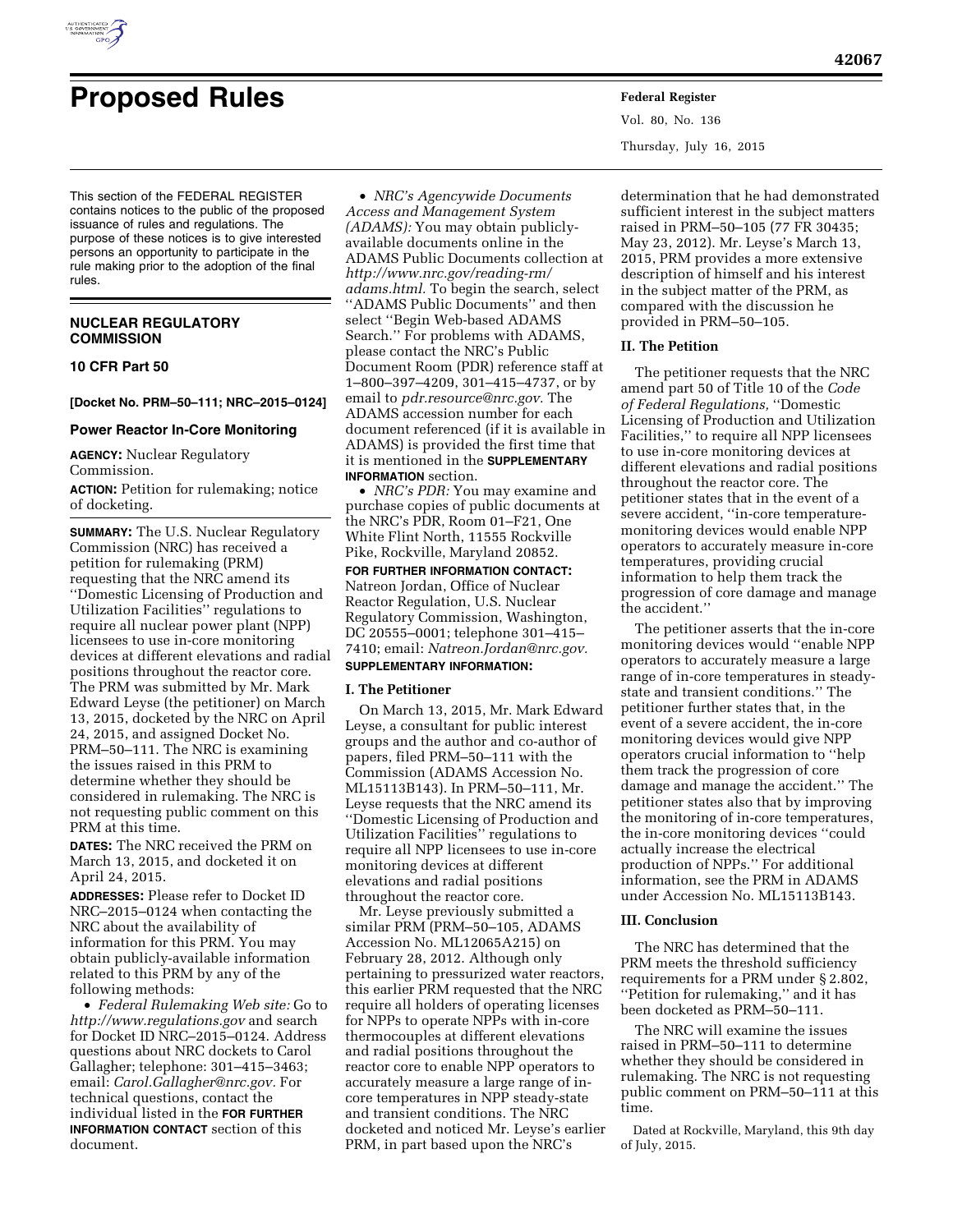# Proposed Rules

This section of the FEDERAL REGISTER contains notices to the public of the proposed issuance of rules and regulations. The purpose of these notices is to give interested persons an opportunity to participate in the rule making prior to the adoption of the final rules.

## NUCLEAR REGULATORY COMMISSION

### 10 CFR Part 50

**[Docket No. PRM–50–111; NRC–2015–0124]**

### Power Reactor In-Core Monitoring

**AGENCY:** Nuclear Regulatory Commission.

**ACTION:** Petition for rulemaking; notice of docketing.

**SUMMARY:** The U.S. Nuclear Regulatory Commission (NRC) has received a petition for rulemaking (PRM) requesting that the NRC amend its ''Domestic Licensing of Production and Utilization Facilities'' regulations to require all nuclear power plant (NPP) licensees to use in-core monitoring devices at different elevations and radial positions throughout the reactor core. The PRM was submitted by Mr. Mark Edward Leyse (the petitioner) on March 13, 2015, docketed by the NRC on April 24, 2015, and assigned Docket No. PRM–50–111. The NRC is examining the issues raised in this PRM to determine whether they should be considered in rulemaking. The NRC is not requesting public comment on this PRM at this time.

**DATES:** The NRC received the PRM on March 13, 2015, and docketed it on April 24, 2015.

**ADDRESSES:** Please refer to Docket ID NRC–2015–0124 when contacting the NRC about the availability of information for this PRM. You may obtain publicly-available information related to this PRM by any of the following methods:

- *Federal Rulemaking Web site:* Go to *http://www.regulations.gov* and search for Docket ID NRC–2015–0124. Address questions about NRC dockets to Carol Gallagher; telephone: 301–415–3463; email: *Carol.Gallagher@nrc.gov.* For technical questions, contact the individual listed in the **FOR FURTHER INFORMATION CONTACT** section of this document.
- *NRC's Agencywide Documents Access and Management System (ADAMS):* You may obtain publicly-available documents online in the ADAMS Public Documents collection at *http://www.nrc.gov/reading-rm/adams.html.* To begin the search, select ''ADAMS Public Documents'' and then select ''Begin Web-based ADAMS Search.'' For problems with ADAMS, please contact the NRC's Public Document Room (PDR) reference staff at 1–800–397–4209, 301–415–4737, or by email to *pdr.resource@nrc.gov.* The ADAMS accession number for each document referenced (if it is available in ADAMS) is provided the first time that it is mentioned in the **SUPPLEMENTARY INFORMATION** section.
- *NRC's PDR:* You may examine and purchase copies of public documents at the NRC's PDR, Room 01–F21, One White Flint North, 11555 Rockville Pike, Rockville, Maryland 20852.

**FOR FURTHER INFORMATION CONTACT:** Natreon Jordan, Office of Nuclear Reactor Regulation, U.S. Nuclear Regulatory Commission, Washington, DC 20555–0001; telephone 301–415–7410; email: *Natreon.Jordan@nrc.gov.*

**SUPPLEMENTARY INFORMATION:**

#### I. The Petitioner

On March 13, 2015, Mr. Mark Edward Leyse, a consultant for public interest groups and the author and co-author of papers, filed PRM–50–111 with the Commission (ADAMS Accession No. ML15113B143). In PRM–50–111, Mr. Leyse requests that the NRC amend its ''Domestic Licensing of Production and Utilization Facilities'' regulations to require all NPP licensees to use in-core monitoring devices at different elevations and radial positions throughout the reactor core.

Mr. Leyse previously submitted a similar PRM (PRM–50–105, ADAMS Accession No. ML12065A215) on February 28, 2012. Although only pertaining to pressurized water reactors, this earlier PRM requested that the NRC require all holders of operating licenses for NPPs to operate NPPs with in-core thermocouples at different elevations and radial positions throughout the reactor core to enable NPP operators to accurately measure a large range of in-core temperatures in NPP steady-state and transient conditions. The NRC docketed and noticed Mr. Leyse's earlier PRM, in part based upon the NRC's determination that he had demonstrated sufficient interest in the subject matters raised in PRM–50–105 (77 FR 30435; May 23, 2012). Mr. Leyse's March 13, 2015, PRM provides a more extensive description of himself and his interest in the subject matter of the PRM, as compared with the discussion he provided in PRM–50–105.

#### II. The Petition

The petitioner requests that the NRC amend part 50 of Title 10 of the *Code of Federal Regulations,* ''Domestic Licensing of Production and Utilization Facilities,'' to require all NPP licensees to use in-core monitoring devices at different elevations and radial positions throughout the reactor core. The petitioner states that in the event of a severe accident, ''in-core temperature-monitoring devices would enable NPP operators to accurately measure in-core temperatures, providing crucial information to help them track the progression of core damage and manage the accident.''

The petitioner asserts that the in-core monitoring devices would ''enable NPP operators to accurately measure a large range of in-core temperatures in steady-state and transient conditions.'' The petitioner further states that, in the event of a severe accident, the in-core monitoring devices would give NPP operators crucial information to ''help them track the progression of core damage and manage the accident.'' The petitioner states also that by improving the monitoring of in-core temperatures, the in-core monitoring devices ''could actually increase the electrical production of NPPs.'' For additional information, see the PRM in ADAMS under Accession No. ML15113B143.

#### III. Conclusion

The NRC has determined that the PRM meets the threshold sufficiency requirements for a PRM under § 2.802, ''Petition for rulemaking,'' and it has been docketed as PRM–50–111.

The NRC will examine the issues raised in PRM–50–111 to determine whether they should be considered in rulemaking. The NRC is not requesting public comment on PRM–50–111 at this time.

Dated at Rockville, Maryland, this 9th day of July, 2015.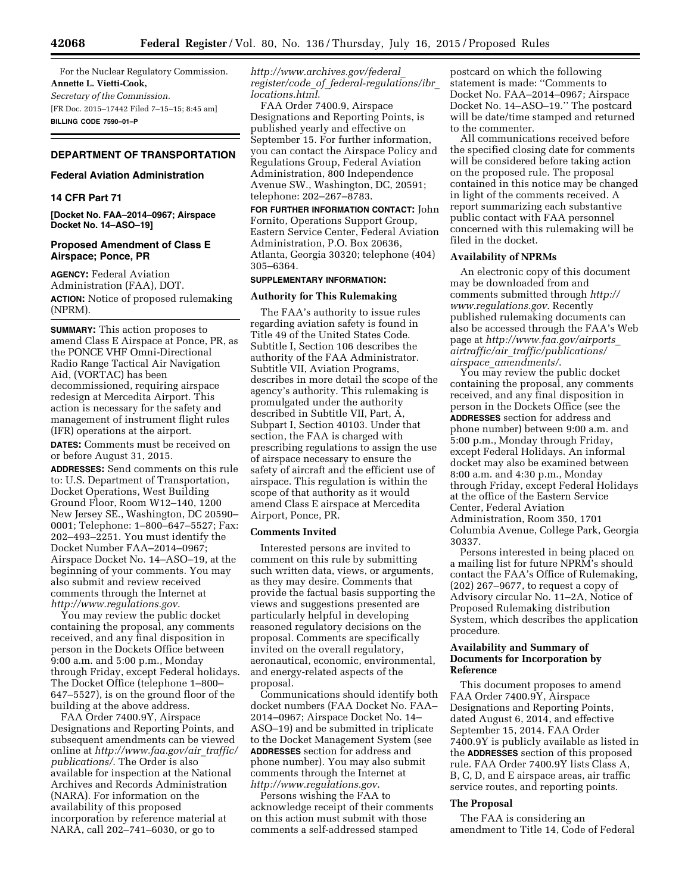For the Nuclear Regulatory Commission.

**Annette L. Vietti-Cook,**

*Secretary of the Commission.*

[FR Doc. 2015–17442 Filed 7–15–15; 8:45 am]

**BILLING CODE 7590–01–P**

## DEPARTMENT OF TRANSPORTATION

### Federal Aviation Administration

### 14 CFR Part 71

**[Docket No. FAA–2014–0967; Airspace Docket No. 14–ASO–19]**

### Proposed Amendment of Class E Airspace; Ponce, PR

**AGENCY:** Federal Aviation Administration (FAA), DOT.

**ACTION:** Notice of proposed rulemaking (NPRM).

**SUMMARY:** This action proposes to amend Class E Airspace at Ponce, PR, as the PONCE VHF Omni-Directional Radio Range Tactical Air Navigation Aid, (VORTAC) has been decommissioned, requiring airspace redesign at Mercedita Airport. This action is necessary for the safety and management of instrument flight rules (IFR) operations at the airport.

**DATES:** Comments must be received on or before August 31, 2015.

**ADDRESSES:** Send comments on this rule to: U.S. Department of Transportation, Docket Operations, West Building Ground Floor, Room W12–140, 1200 New Jersey SE., Washington, DC 20590–0001; Telephone: 1–800–647–5527; Fax: 202–493–2251. You must identify the Docket Number FAA–2014–0967; Airspace Docket No. 14–ASO–19, at the beginning of your comments. You may also submit and review received comments through the Internet at *http://www.regulations.gov*.

You may review the public docket containing the proposal, any comments received, and any final disposition in person in the Dockets Office between 9:00 a.m. and 5:00 p.m., Monday through Friday, except Federal holidays. The Docket Office (telephone 1–800–647–5527), is on the ground floor of the building at the above address.

FAA Order 7400.9Y, Airspace Designations and Reporting Points, and subsequent amendments can be viewed online at *http://www.faa.gov/air_traffic/publications/*. The Order is also available for inspection at the National Archives and Records Administration (NARA). For information on the availability of this proposed incorporation by reference material at NARA, call 202–741–6030, or go to *http://www.archives.gov/federal_register/code_of_federal-regulations/ibr_locations.html*.

FAA Order 7400.9, Airspace Designations and Reporting Points, is published yearly and effective on September 15. For further information, you can contact the Airspace Policy and Regulations Group, Federal Aviation Administration, 800 Independence Avenue SW., Washington, DC, 20591; telephone: 202–267–8783.

**FOR FURTHER INFORMATION CONTACT:** John Fornito, Operations Support Group, Eastern Service Center, Federal Aviation Administration, P.O. Box 20636, Atlanta, Georgia 30320; telephone (404) 305–6364.

**SUPPLEMENTARY INFORMATION:**

#### Authority for This Rulemaking

The FAA's authority to issue rules regarding aviation safety is found in Title 49 of the United States Code. Subtitle I, Section 106 describes the authority of the FAA Administrator. Subtitle VII, Aviation Programs, describes in more detail the scope of the agency's authority. This rulemaking is promulgated under the authority described in Subtitle VII, Part, A, Subpart I, Section 40103. Under that section, the FAA is charged with prescribing regulations to assign the use of airspace necessary to ensure the safety of aircraft and the efficient use of airspace. This regulation is within the scope of that authority as it would amend Class E airspace at Mercedita Airport, Ponce, PR.

#### Comments Invited

Interested persons are invited to comment on this rule by submitting such written data, views, or arguments, as they may desire. Comments that provide the factual basis supporting the views and suggestions presented are particularly helpful in developing reasoned regulatory decisions on the proposal. Comments are specifically invited on the overall regulatory, aeronautical, economic, environmental, and energy-related aspects of the proposal.

Communications should identify both docket numbers (FAA Docket No. FAA–2014–0967; Airspace Docket No. 14–ASO–19) and be submitted in triplicate to the Docket Management System (see **ADDRESSES** section for address and phone number). You may also submit comments through the Internet at *http://www.regulations.gov*.

Persons wishing the FAA to acknowledge receipt of their comments on this action must submit with those comments a self-addressed stamped postcard on which the following statement is made: "Comments to Docket No. FAA–2014–0967; Airspace Docket No. 14–ASO–19." The postcard will be date/time stamped and returned to the commenter.

All communications received before the specified closing date for comments will be considered before taking action on the proposed rule. The proposal contained in this notice may be changed in light of the comments received. A report summarizing each substantive public contact with FAA personnel concerned with this rulemaking will be filed in the docket.

#### Availability of NPRMs

An electronic copy of this document may be downloaded from and comments submitted through *http://www.regulations.gov*. Recently published rulemaking documents can also be accessed through the FAA's Web page at *http://www.faa.gov/airports_airtraffic/air_traffic/publications/airspace_amendments/*.

You may review the public docket containing the proposal, any comments received, and any final disposition in person in the Dockets Office (see the **ADDRESSES** section for address and phone number) between 9:00 a.m. and 5:00 p.m., Monday through Friday, except Federal Holidays. An informal docket may also be examined between 8:00 a.m. and 4:30 p.m., Monday through Friday, except Federal Holidays at the office of the Eastern Service Center, Federal Aviation Administration, Room 350, 1701 Columbia Avenue, College Park, Georgia 30337.

Persons interested in being placed on a mailing list for future NPRM's should contact the FAA's Office of Rulemaking, (202) 267–9677, to request a copy of Advisory circular No. 11–2A, Notice of Proposed Rulemaking distribution System, which describes the application procedure.

#### Availability and Summary of Documents for Incorporation by Reference

This document proposes to amend FAA Order 7400.9Y, Airspace Designations and Reporting Points, dated August 6, 2014, and effective September 15, 2014. FAA Order 7400.9Y is publicly available as listed in the **ADDRESSES** section of this proposed rule. FAA Order 7400.9Y lists Class A, B, C, D, and E airspace areas, air traffic service routes, and reporting points.

#### The Proposal

The FAA is considering an amendment to Title 14, Code of Federal